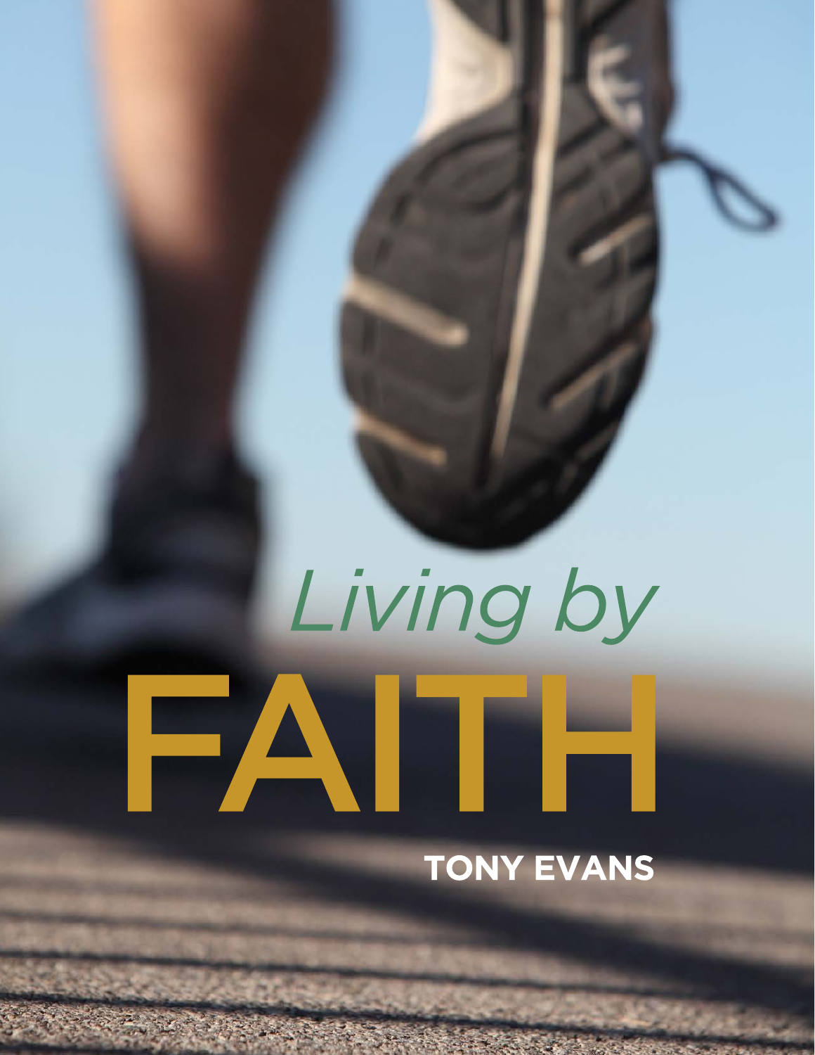# *Living by*
# FAITH

**TONY EVANS**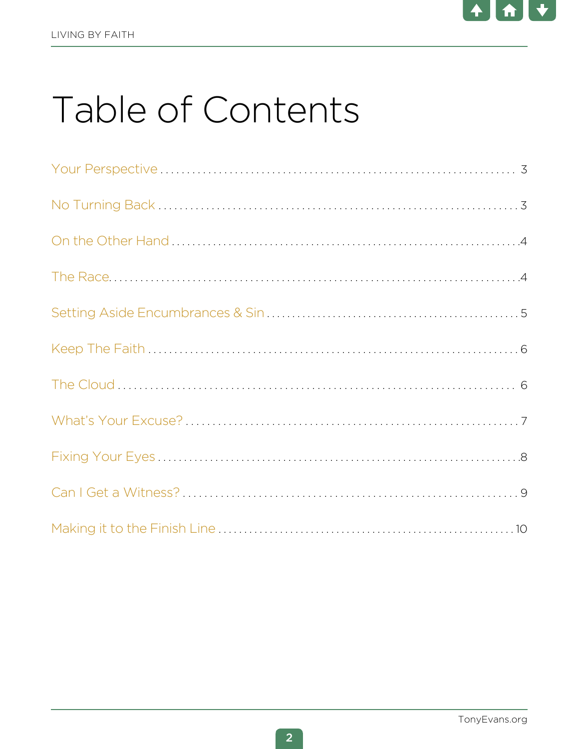# Table of Contents

- Your Perspective ... 3
- No Turning Back ... 3
- On the Other Hand ... 4
- The Race ... 4
- Setting Aside Encumbrances & Sin ... 5
- Keep The Faith ... 6
- The Cloud ... 6
- What's Your Excuse? ... 7
- Fixing Your Eyes ... 8
- Can I Get a Witness? ... 9
- Making it to the Finish Line ... 10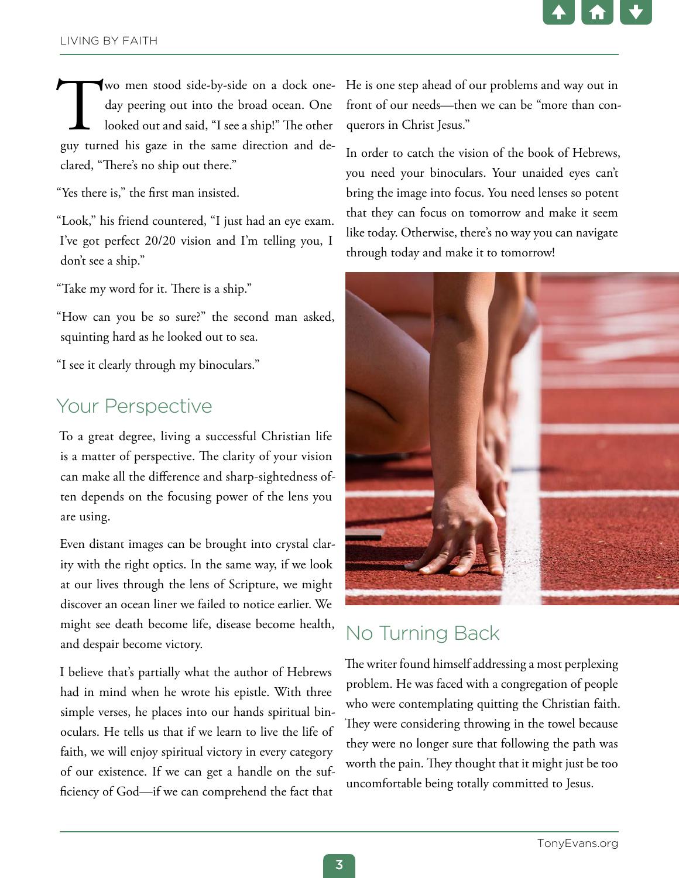Two men stood side-by-side on a dock oneday peering out into the broad ocean. One looked out and said, "I see a ship!" The other guy turned his gaze in the same direction and declared, "There's no ship out there."

"Yes there is," the first man insisted.

"Look," his friend countered, "I just had an eye exam. I've got perfect 20/20 vision and I'm telling you, I don't see a ship."

"Take my word for it. There is a ship."

"How can you be so sure?" the second man asked, squinting hard as he looked out to sea.

"I see it clearly through my binoculars."

## Your Perspective

To a great degree, living a successful Christian life is a matter of perspective. The clarity of your vision can make all the difference and sharp-sightedness often depends on the focusing power of the lens you are using.

Even distant images can be brought into crystal clarity with the right optics. In the same way, if we look at our lives through the lens of Scripture, we might discover an ocean liner we failed to notice earlier. We might see death become life, disease become health, and despair become victory.

I believe that's partially what the author of Hebrews had in mind when he wrote his epistle. With three simple verses, he places into our hands spiritual binoculars. He tells us that if we learn to live the life of faith, we will enjoy spiritual victory in every category of our existence. If we can get a handle on the sufficiency of God—if we can comprehend the fact that He is one step ahead of our problems and way out in front of our needs—then we can be "more than conquerors in Christ Jesus."

In order to catch the vision of the book of Hebrews, you need your binoculars. Your unaided eyes can't bring the image into focus. You need lenses so potent that they can focus on tomorrow and make it seem like today. Otherwise, there's no way you can navigate through today and make it to tomorrow!

## No Turning Back

The writer found himself addressing a most perplexing problem. He was faced with a congregation of people who were contemplating quitting the Christian faith. They were considering throwing in the towel because they were no longer sure that following the path was worth the pain. They thought that it might just be too uncomfortable being totally committed to Jesus.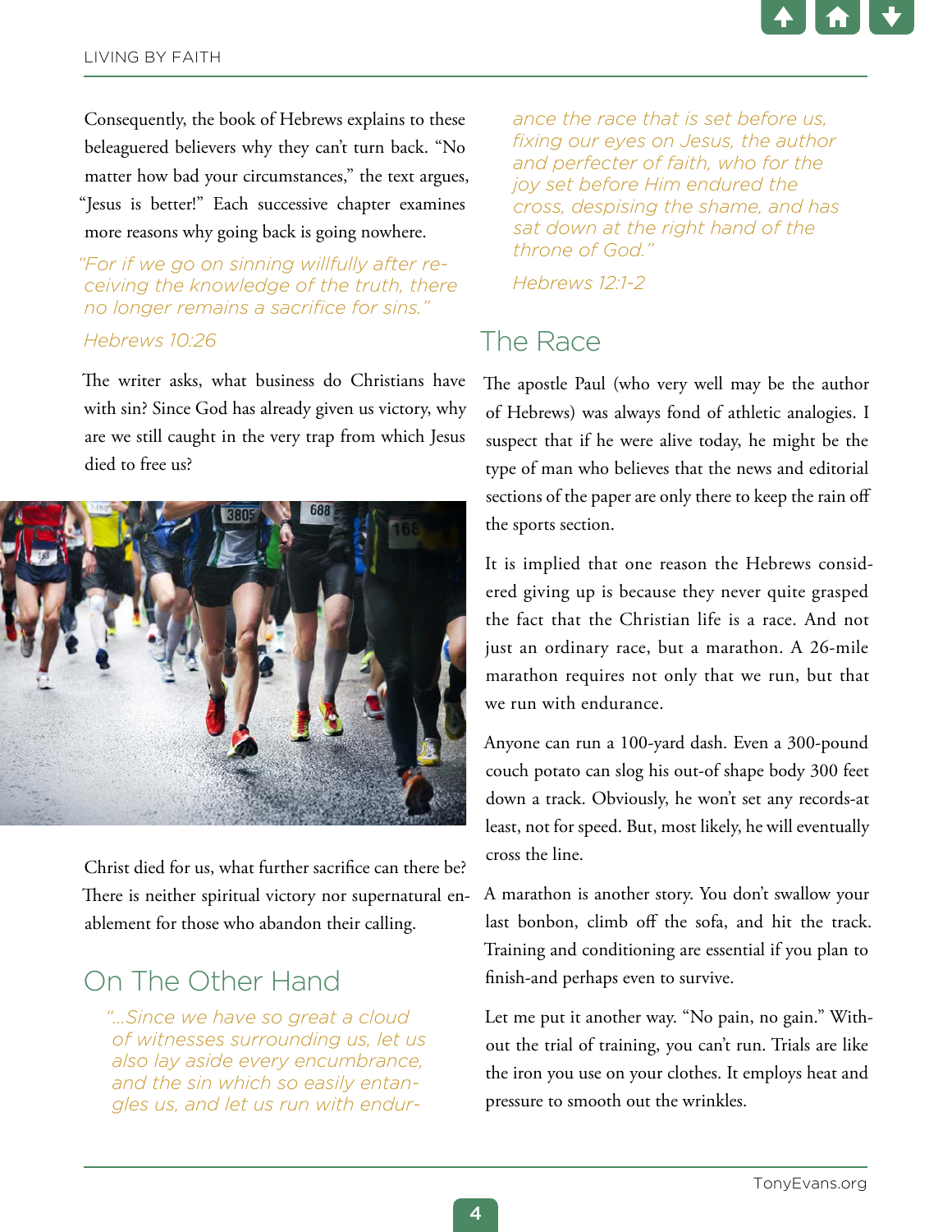Consequently, the book of Hebrews explains to these beleaguered believers why they can't turn back. "No matter how bad your circumstances," the text argues, "Jesus is better!" Each successive chapter examines more reasons why going back is going nowhere.

> *"For if we go on sinning willfully after receiving the knowledge of the truth, there no longer remains a sacrifice for sins."*
>
> *Hebrews 10:26*

The writer asks, what business do Christians have with sin? Since God has already given us victory, why are we still caught in the very trap from which Jesus died to free us?

Christ died for us, what further sacrifice can there be? There is neither spiritual victory nor supernatural enablement for those who abandon their calling.

## On The Other Hand

> *"...Since we have so great a cloud of witnesses surrounding us, let us also lay aside every encumbrance, and the sin which so easily entangles us, and let us run with endurance the race that is set before us, fixing our eyes on Jesus, the author and perfecter of faith, who for the joy set before Him endured the cross, despising the shame, and has sat down at the right hand of the throne of God."*
>
> *Hebrews 12:1-2*

## The Race

The apostle Paul (who very well may be the author of Hebrews) was always fond of athletic analogies. I suspect that if he were alive today, he might be the type of man who believes that the news and editorial sections of the paper are only there to keep the rain off the sports section.

It is implied that one reason the Hebrews considered giving up is because they never quite grasped the fact that the Christian life is a race. And not just an ordinary race, but a marathon. A 26-mile marathon requires not only that we run, but that we run with endurance.

Anyone can run a 100-yard dash. Even a 300-pound couch potato can slog his out-of shape body 300 feet down a track. Obviously, he won't set any records-at least, not for speed. But, most likely, he will eventually cross the line.

A marathon is another story. You don't swallow your last bonbon, climb off the sofa, and hit the track. Training and conditioning are essential if you plan to finish-and perhaps even to survive.

Let me put it another way. "No pain, no gain." Without the trial of training, you can't run. Trials are like the iron you use on your clothes. It employs heat and pressure to smooth out the wrinkles.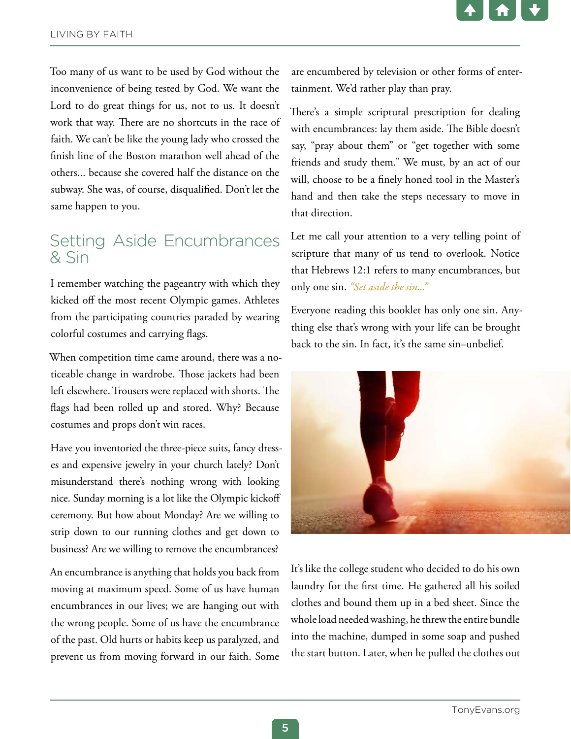Too many of us want to be used by God without the inconvenience of being tested by God. We want the Lord to do great things for us, not to us. It doesn't work that way. There are no shortcuts in the race of faith. We can't be like the young lady who crossed the finish line of the Boston marathon well ahead of the others... because she covered half the distance on the subway. She was, of course, disqualified. Don't let the same happen to you.

## Setting Aside Encumbrances & Sin

I remember watching the pageantry with which they kicked off the most recent Olympic games. Athletes from the participating countries paraded by wearing colorful costumes and carrying flags.

When competition time came around, there was a noticeable change in wardrobe. Those jackets had been left elsewhere. Trousers were replaced with shorts. The flags had been rolled up and stored. Why? Because costumes and props don't win races.

Have you inventoried the three-piece suits, fancy dresses and expensive jewelry in your church lately? Don't misunderstand there's nothing wrong with looking nice. Sunday morning is a lot like the Olympic kickoff ceremony. But how about Monday? Are we willing to strip down to our running clothes and get down to business? Are we willing to remove the encumbrances?

An encumbrance is anything that holds you back from moving at maximum speed. Some of us have human encumbrances in our lives; we are hanging out with the wrong people. Some of us have the encumbrance of the past. Old hurts or habits keep us paralyzed, and prevent us from moving forward in our faith. Some are encumbered by television or other forms of entertainment. We'd rather play than pray.

There's a simple scriptural prescription for dealing with encumbrances: lay them aside. The Bible doesn't say, "pray about them" or "get together with some friends and study them." We must, by an act of our will, choose to be a finely honed tool in the Master's hand and then take the steps necessary to move in that direction.

Let me call your attention to a very telling point of scripture that many of us tend to overlook. Notice that Hebrews 12:1 refers to many encumbrances, but only one sin. *"Set aside the sin..."*

Everyone reading this booklet has only one sin. Anything else that's wrong with your life can be brought back to the sin. In fact, it's the same sin–unbelief.

It's like the college student who decided to do his own laundry for the first time. He gathered all his soiled clothes and bound them up in a bed sheet. Since the whole load needed washing, he threw the entire bundle into the machine, dumped in some soap and pushed the start button. Later, when he pulled the clothes out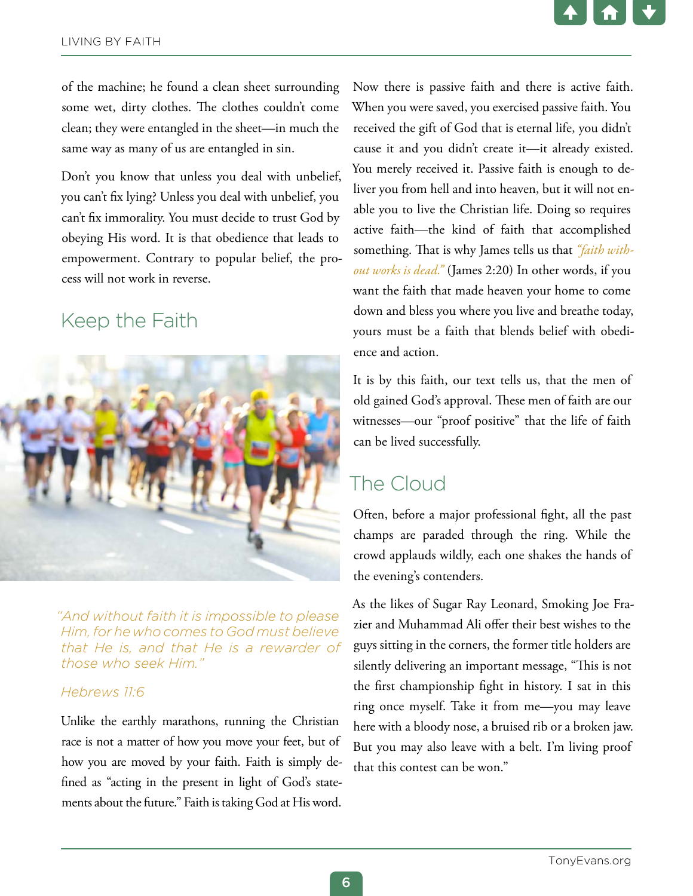of the machine; he found a clean sheet surrounding some wet, dirty clothes. The clothes couldn't come clean; they were entangled in the sheet—in much the same way as many of us are entangled in sin.

Don't you know that unless you deal with unbelief, you can't fix lying? Unless you deal with unbelief, you can't fix immorality. You must decide to trust God by obeying His word. It is that obedience that leads to empowerment. Contrary to popular belief, the process will not work in reverse.

## Keep the Faith

*"And without faith it is impossible to please Him, for he who comes to God must believe that He is, and that He is a rewarder of those who seek Him."*

*Hebrews 11:6*

Unlike the earthly marathons, running the Christian race is not a matter of how you move your feet, but of how you are moved by your faith. Faith is simply defined as "acting in the present in light of God's statements about the future." Faith is taking God at His word.

Now there is passive faith and there is active faith. When you were saved, you exercised passive faith. You received the gift of God that is eternal life, you didn't cause it and you didn't create it—it already existed. You merely received it. Passive faith is enough to deliver you from hell and into heaven, but it will not enable you to live the Christian life. Doing so requires active faith—the kind of faith that accomplished something. That is why James tells us that *"faith without works is dead."* (James 2:20) In other words, if you want the faith that made heaven your home to come down and bless you where you live and breathe today, yours must be a faith that blends belief with obedience and action.

It is by this faith, our text tells us, that the men of old gained God's approval. These men of faith are our witnesses—our "proof positive" that the life of faith can be lived successfully.

## The Cloud

Often, before a major professional fight, all the past champs are paraded through the ring. While the crowd applauds wildly, each one shakes the hands of the evening's contenders.

As the likes of Sugar Ray Leonard, Smoking Joe Frazier and Muhammad Ali offer their best wishes to the guys sitting in the corners, the former title holders are silently delivering an important message, "This is not the first championship fight in history. I sat in this ring once myself. Take it from me—you may leave here with a bloody nose, a bruised rib or a broken jaw. But you may also leave with a belt. I'm living proof that this contest can be won."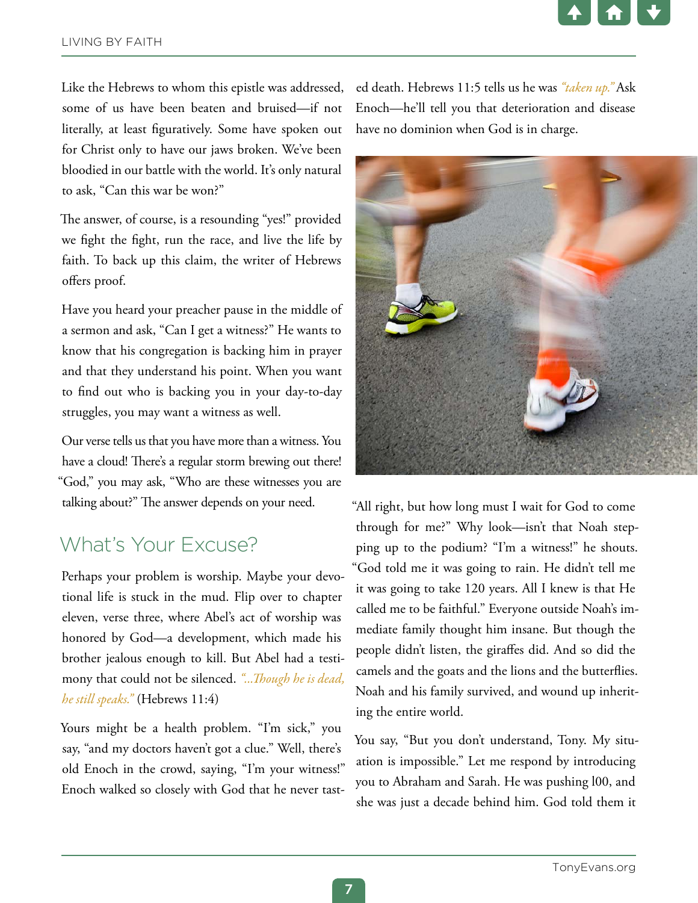Like the Hebrews to whom this epistle was addressed, some of us have been beaten and bruised—if not literally, at least figuratively. Some have spoken out for Christ only to have our jaws broken. We've been bloodied in our battle with the world. It's only natural to ask, "Can this war be won?"

The answer, of course, is a resounding "yes!" provided we fight the fight, run the race, and live the life by faith. To back up this claim, the writer of Hebrews offers proof.

Have you heard your preacher pause in the middle of a sermon and ask, "Can I get a witness?" He wants to know that his congregation is backing him in prayer and that they understand his point. When you want to find out who is backing you in your day-to-day struggles, you may want a witness as well.

Our verse tells us that you have more than a witness. You have a cloud! There's a regular storm brewing out there! "God," you may ask, "Who are these witnesses you are talking about?" The answer depends on your need.

## What's Your Excuse?

Perhaps your problem is worship. Maybe your devotional life is stuck in the mud. Flip over to chapter eleven, verse three, where Abel's act of worship was honored by God—a development, which made his brother jealous enough to kill. But Abel had a testimony that could not be silenced. *"...Though he is dead, he still speaks."* (Hebrews 11:4)

Yours might be a health problem. "I'm sick," you say, "and my doctors haven't got a clue." Well, there's old Enoch in the crowd, saying, "I'm your witness!" Enoch walked so closely with God that he never tasted death. Hebrews 11:5 tells us he was *"taken up."* Ask Enoch—he'll tell you that deterioration and disease have no dominion when God is in charge.

"All right, but how long must I wait for God to come through for me?" Why look—isn't that Noah stepping up to the podium? "I'm a witness!" he shouts. "God told me it was going to rain. He didn't tell me it was going to take 120 years. All I knew is that He called me to be faithful." Everyone outside Noah's immediate family thought him insane. But though the people didn't listen, the giraffes did. And so did the camels and the goats and the lions and the butterflies. Noah and his family survived, and wound up inheriting the entire world.

You say, "But you don't understand, Tony. My situation is impossible." Let me respond by introducing you to Abraham and Sarah. He was pushing l00, and she was just a decade behind him. God told them it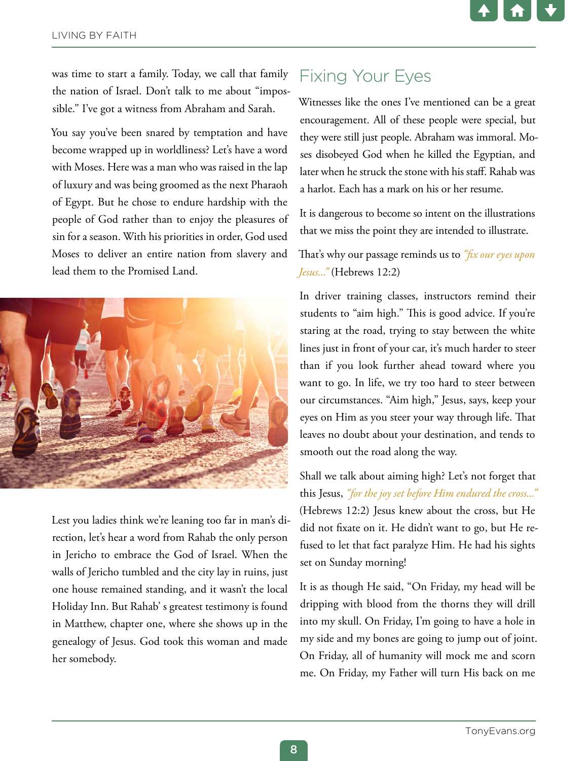was time to start a family. Today, we call that family the nation of Israel. Don't talk to me about "impossible." I've got a witness from Abraham and Sarah.

You say you've been snared by temptation and have become wrapped up in worldliness? Let's have a word with Moses. Here was a man who was raised in the lap of luxury and was being groomed as the next Pharaoh of Egypt. But he chose to endure hardship with the people of God rather than to enjoy the pleasures of sin for a season. With his priorities in order, God used Moses to deliver an entire nation from slavery and lead them to the Promised Land.

Lest you ladies think we're leaning too far in man's direction, let's hear a word from Rahab the only person in Jericho to embrace the God of Israel. When the walls of Jericho tumbled and the city lay in ruins, just one house remained standing, and it wasn't the local Holiday Inn. But Rahab' s greatest testimony is found in Matthew, chapter one, where she shows up in the genealogy of Jesus. God took this woman and made her somebody.

## Fixing Your Eyes

Witnesses like the ones I've mentioned can be a great encouragement. All of these people were special, but they were still just people. Abraham was immoral. Moses disobeyed God when he killed the Egyptian, and later when he struck the stone with his staff. Rahab was a harlot. Each has a mark on his or her resume.

It is dangerous to become so intent on the illustrations that we miss the point they are intended to illustrate.

That's why our passage reminds us to *"fix our eyes upon Jesus..."* (Hebrews 12:2)

In driver training classes, instructors remind their students to "aim high." This is good advice. If you're staring at the road, trying to stay between the white lines just in front of your car, it's much harder to steer than if you look further ahead toward where you want to go. In life, we try too hard to steer between our circumstances. "Aim high," Jesus, says, keep your eyes on Him as you steer your way through life. That leaves no doubt about your destination, and tends to smooth out the road along the way.

Shall we talk about aiming high? Let's not forget that this Jesus, *"for the joy set before Him endured the cross..."* (Hebrews 12:2) Jesus knew about the cross, but He did not fixate on it. He didn't want to go, but He refused to let that fact paralyze Him. He had his sights set on Sunday morning!

It is as though He said, "On Friday, my head will be dripping with blood from the thorns they will drill into my skull. On Friday, I'm going to have a hole in my side and my bones are going to jump out of joint. On Friday, all of humanity will mock me and scorn me. On Friday, my Father will turn His back on me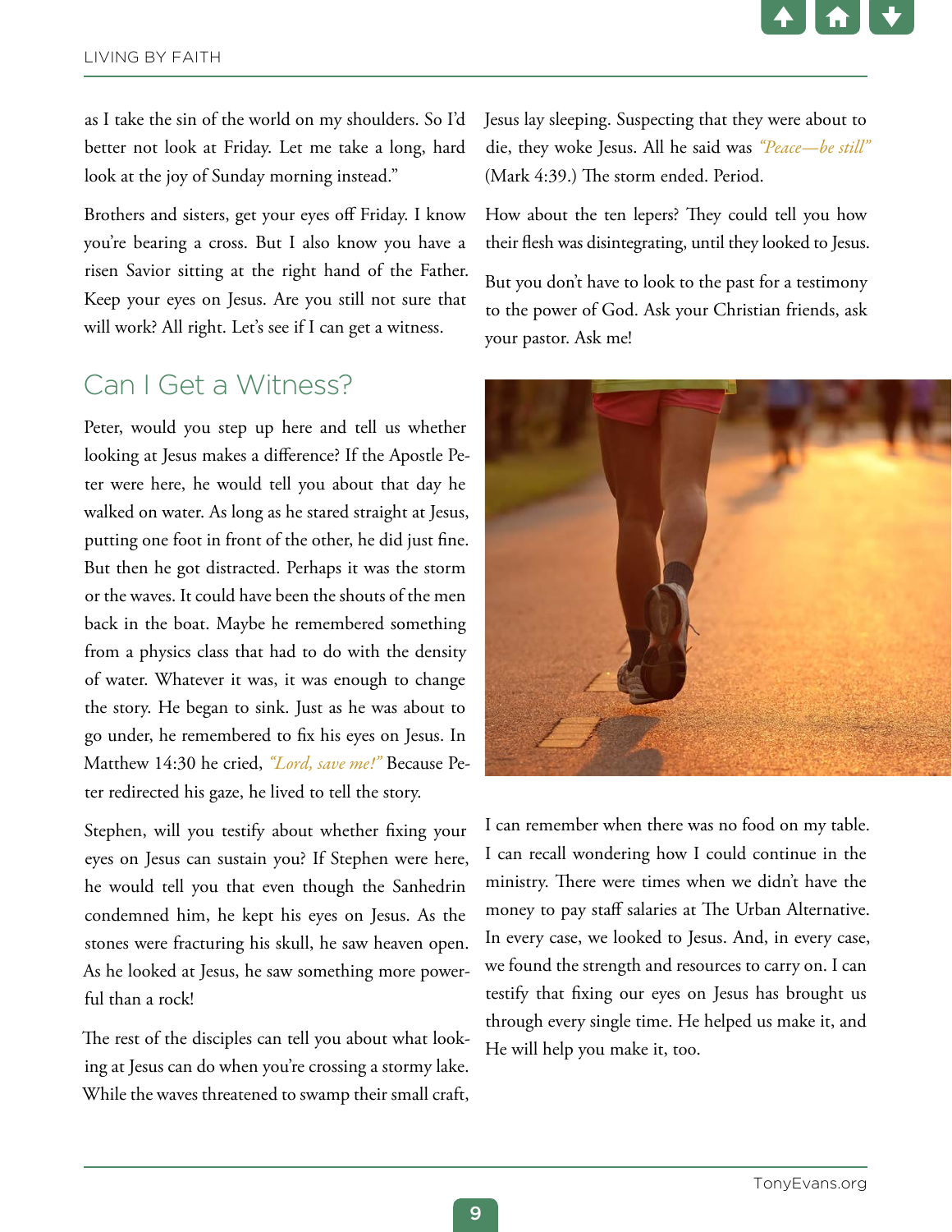as I take the sin of the world on my shoulders. So I'd better not look at Friday. Let me take a long, hard look at the joy of Sunday morning instead."

Brothers and sisters, get your eyes off Friday. I know you're bearing a cross. But I also know you have a risen Savior sitting at the right hand of the Father. Keep your eyes on Jesus. Are you still not sure that will work? All right. Let's see if I can get a witness.

## Can I Get a Witness?

Peter, would you step up here and tell us whether looking at Jesus makes a difference? If the Apostle Peter were here, he would tell you about that day he walked on water. As long as he stared straight at Jesus, putting one foot in front of the other, he did just fine. But then he got distracted. Perhaps it was the storm or the waves. It could have been the shouts of the men back in the boat. Maybe he remembered something from a physics class that had to do with the density of water. Whatever it was, it was enough to change the story. He began to sink. Just as he was about to go under, he remembered to fix his eyes on Jesus. In Matthew 14:30 he cried, *"Lord, save me!"* Because Peter redirected his gaze, he lived to tell the story.

Stephen, will you testify about whether fixing your eyes on Jesus can sustain you? If Stephen were here, he would tell you that even though the Sanhedrin condemned him, he kept his eyes on Jesus. As the stones were fracturing his skull, he saw heaven open. As he looked at Jesus, he saw something more powerful than a rock!

The rest of the disciples can tell you about what looking at Jesus can do when you're crossing a stormy lake. While the waves threatened to swamp their small craft, Jesus lay sleeping. Suspecting that they were about to die, they woke Jesus. All he said was *"Peace—be still"* (Mark 4:39.) The storm ended. Period.

How about the ten lepers? They could tell you how their flesh was disintegrating, until they looked to Jesus.

But you don't have to look to the past for a testimony to the power of God. Ask your Christian friends, ask your pastor. Ask me!

I can remember when there was no food on my table. I can recall wondering how I could continue in the ministry. There were times when we didn't have the money to pay staff salaries at The Urban Alternative. In every case, we looked to Jesus. And, in every case, we found the strength and resources to carry on. I can testify that fixing our eyes on Jesus has brought us through every single time. He helped us make it, and He will help you make it, too.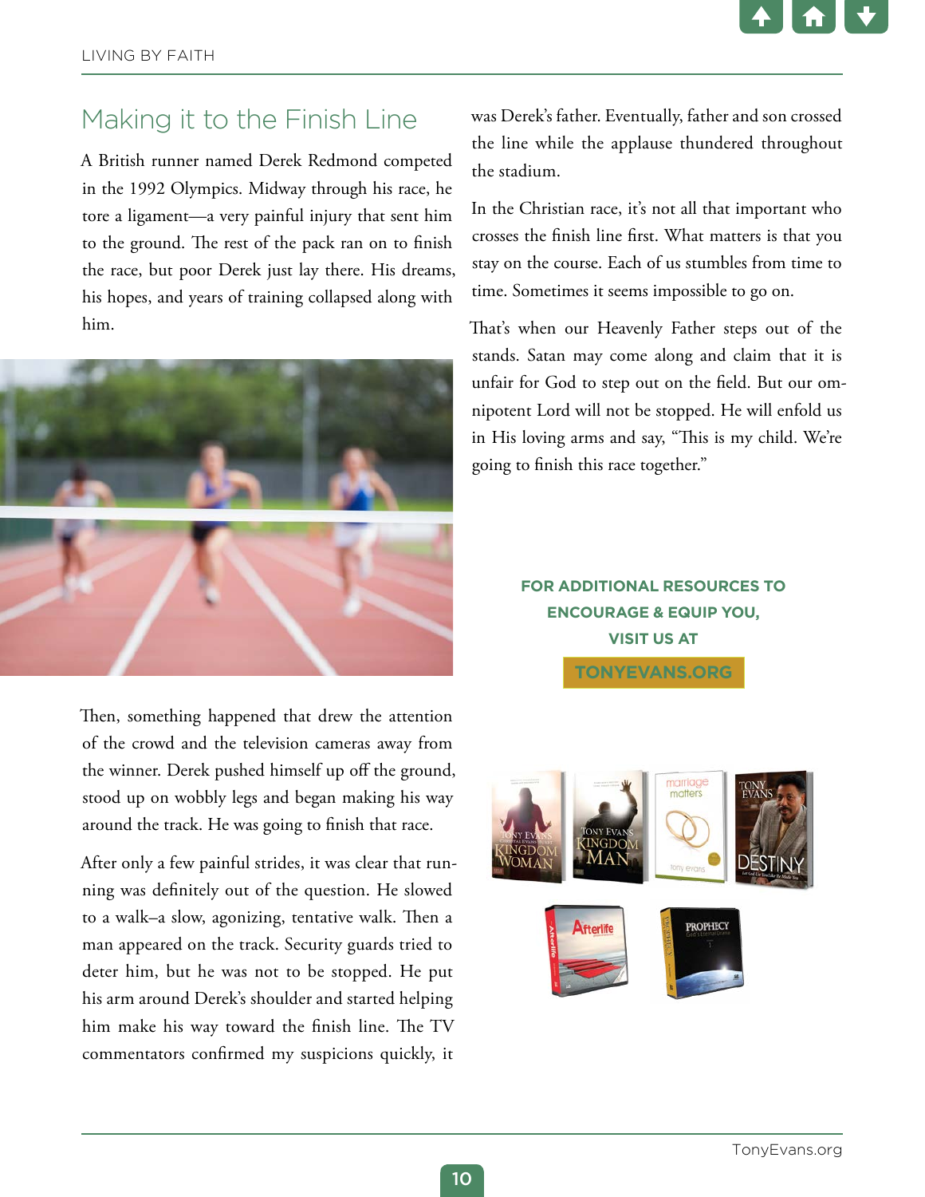## Making it to the Finish Line

A British runner named Derek Redmond competed in the 1992 Olympics. Midway through his race, he tore a ligament—a very painful injury that sent him to the ground. The rest of the pack ran on to finish the race, but poor Derek just lay there. His dreams, his hopes, and years of training collapsed along with him.

Then, something happened that drew the attention of the crowd and the television cameras away from the winner. Derek pushed himself up off the ground, stood up on wobbly legs and began making his way around the track. He was going to finish that race.

After only a few painful strides, it was clear that running was definitely out of the question. He slowed to a walk–a slow, agonizing, tentative walk. Then a man appeared on the track. Security guards tried to deter him, but he was not to be stopped. He put his arm around Derek's shoulder and started helping him make his way toward the finish line. The TV commentators confirmed my suspicions quickly, it was Derek's father. Eventually, father and son crossed the line while the applause thundered throughout the stadium.

In the Christian race, it's not all that important who crosses the finish line first. What matters is that you stay on the course. Each of us stumbles from time to time. Sometimes it seems impossible to go on.

That's when our Heavenly Father steps out of the stands. Satan may come along and claim that it is unfair for God to step out on the field. But our omnipotent Lord will not be stopped. He will enfold us in His loving arms and say, "This is my child. We're going to finish this race together."

**FOR ADDITIONAL RESOURCES TO ENCOURAGE & EQUIP YOU, VISIT US AT**

**TONYEVANS.ORG**